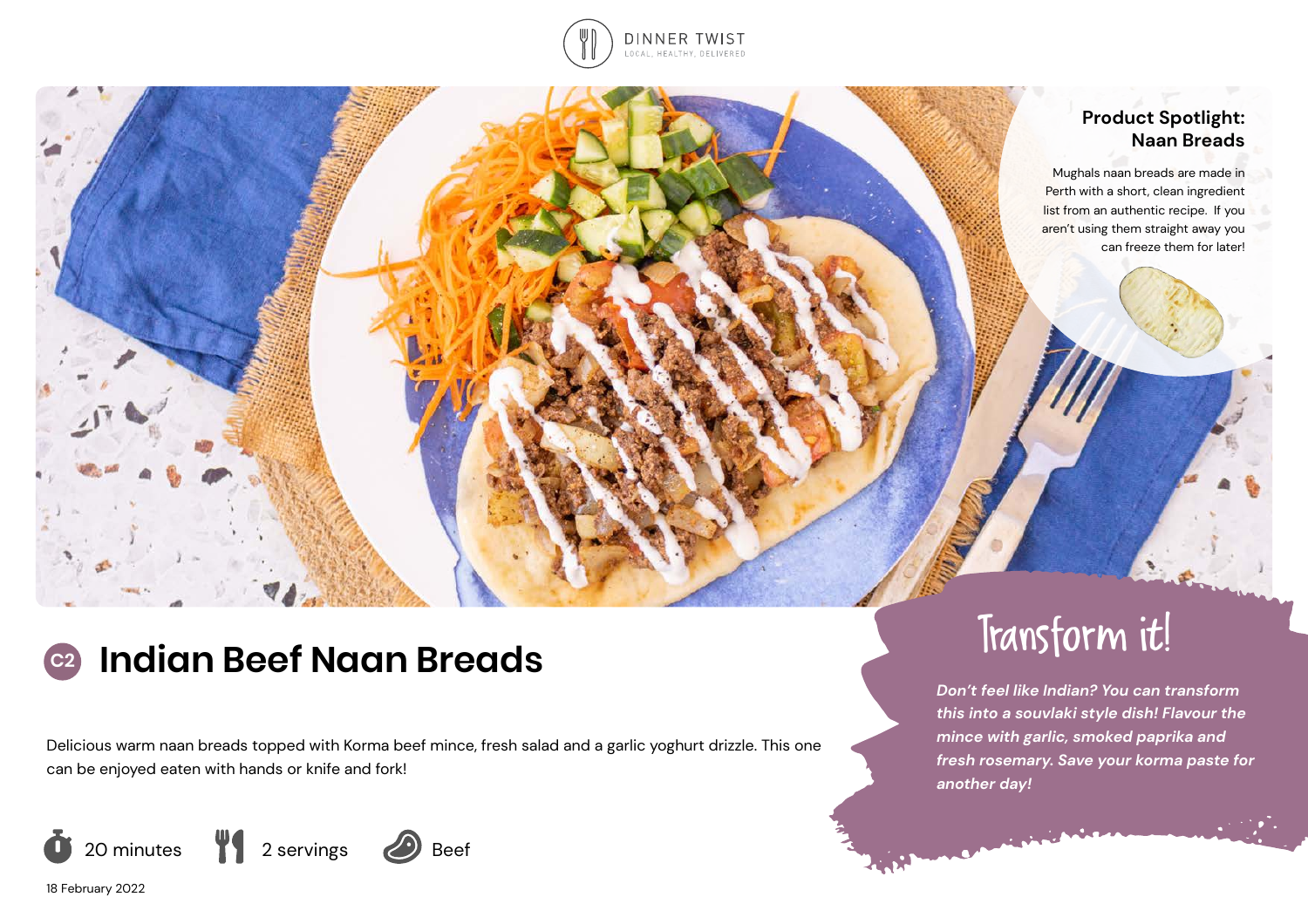DINNER TWIST
LOCAL, HEALTHY, DELIVERED

### Product Spotlight: Naan Breads

Mughals naan breads are made in Perth with a short, clean ingredient list from an authentic recipe. If you aren't using them straight away you can freeze them for later!

# C2 Indian Beef Naan Breads

Delicious warm naan breads topped with Korma beef mince, fresh salad and a garlic yoghurt drizzle. This one can be enjoyed eaten with hands or knife and fork!

20 minutes | 2 servings | Beef

18 February 2022

## Transform it!

***Don't feel like Indian? You can transform this into a souvlaki style dish! Flavour the mince with garlic, smoked paprika and fresh rosemary. Save your korma paste for another day!***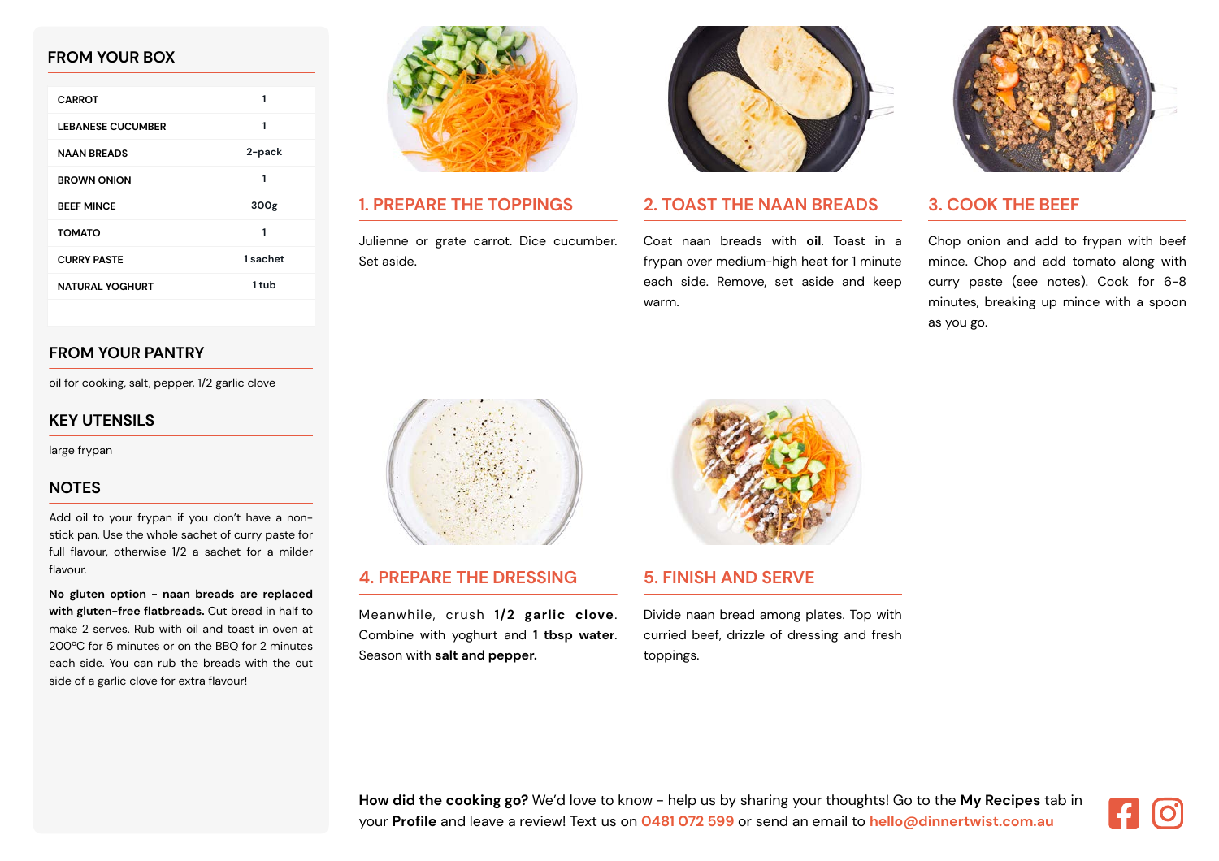## FROM YOUR BOX

| | |
|---|---|
| CARROT | 1 |
| LEBANESE CUCUMBER | 1 |
| NAAN BREADS | 2-pack |
| BROWN ONION | 1 |
| BEEF MINCE | 300g |
| TOMATO | 1 |
| CURRY PASTE | 1 sachet |
| NATURAL YOGHURT | 1 tub |

## FROM YOUR PANTRY

oil for cooking, salt, pepper, 1/2 garlic clove

## KEY UTENSILS

large frypan

## NOTES

Add oil to your frypan if you don't have a non-stick pan. Use the whole sachet of curry paste for full flavour, otherwise 1/2 a sachet for a milder flavour.

**No gluten option - naan breads are replaced with gluten-free flatbreads.** Cut bread in half to make 2 serves. Rub with oil and toast in oven at 200°C for 5 minutes or on the BBQ for 2 minutes each side. You can rub the breads with the cut side of a garlic clove for extra flavour!

## 1. PREPARE THE TOPPINGS

Julienne or grate carrot. Dice cucumber. Set aside.

## 2. TOAST THE NAAN BREADS

Coat naan breads with **oil**. Toast in a frypan over medium-high heat for 1 minute each side. Remove, set aside and keep warm.

## 3. COOK THE BEEF

Chop onion and add to frypan with beef mince. Chop and add tomato along with curry paste (see notes). Cook for 6-8 minutes, breaking up mince with a spoon as you go.

## 4. PREPARE THE DRESSING

Meanwhile, crush **1/2 garlic clove**. Combine with yoghurt and **1 tbsp water**. Season with **salt and pepper.**

## 5. FINISH AND SERVE

Divide naan bread among plates. Top with curried beef, drizzle of dressing and fresh toppings.

**How did the cooking go?** We'd love to know - help us by sharing your thoughts! Go to the **My Recipes** tab in your **Profile** and leave a review! Text us on 0481 072 599 or send an email to hello@dinnertwist.com.au